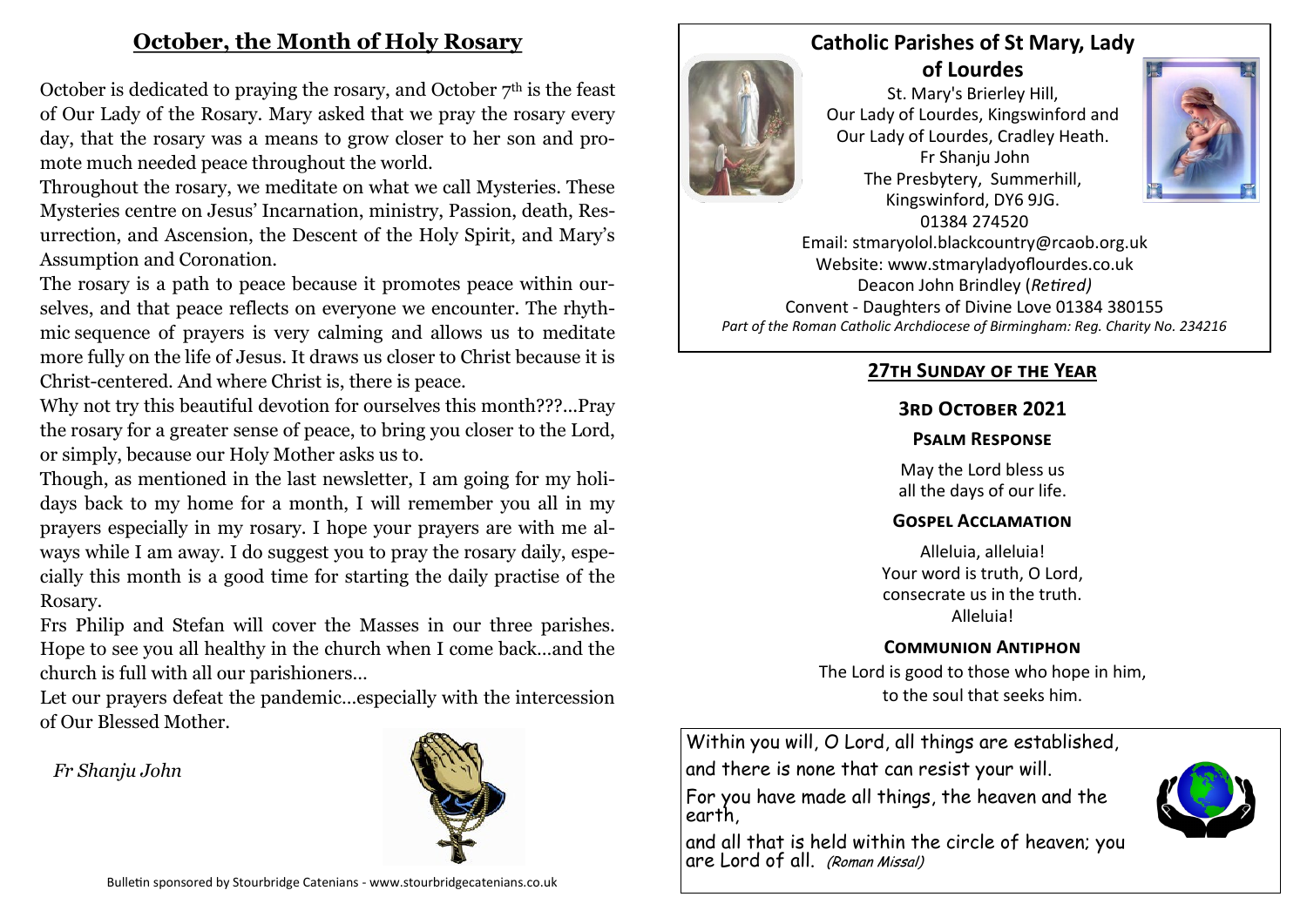## October, the Month of Holy Rosary

October is dedicated to praying the rosary, and October 7th is the feast of Our Lady of the Rosary. Mary asked that we pray the rosary every day, that the rosary was a means to grow closer to her son and promote much needed peace throughout the world.

Throughout the rosary, we meditate on what we call Mysteries. These Mysteries centre on Jesus' Incarnation, ministry, Passion, death, Resurrection, and Ascension, the Descent of the Holy Spirit, and Mary's Assumption and Coronation.

The rosary is a path to peace because it promotes peace within ourselves, and that peace reflects on everyone we encounter. The rhythmic sequence of prayers is very calming and allows us to meditate more fully on the life of Jesus. It draws us closer to Christ because it is Christ-centered. And where Christ is, there is peace.

Why not try this beautiful devotion for ourselves this month???...Pray the rosary for a greater sense of peace, to bring you closer to the Lord, or simply, because our Holy Mother asks us to.

Though, as mentioned in the last newsletter, I am going for my holidays back to my home for a month, I will remember you all in my prayers especially in my rosary. I hope your prayers are with me always while I am away. I do suggest you to pray the rosary daily, especially this month is a good time for starting the daily practise of the Rosary.

Frs Philip and Stefan will cover the Masses in our three parishes. Hope to see you all healthy in the church when I come back...and the church is full with all our parishioners...

Let our prayers defeat the pandemic...especially with the intercession of Our Blessed Mother.

*Fr Shanju John*

Bulletin sponsored by Stourbridge Catenians - www.stourbridgecatenians.co.uk

## Catholic Parishes of St Mary, Lady of Lourdes

St. Mary's Brierley Hill,
Our Lady of Lourdes, Kingswinford and
Our Lady of Lourdes, Cradley Heath.
Fr Shanju John
The Presbytery, Summerhill,
Kingswinford, DY6 9JG.
01384 274520
Email: stmaryolol.blackcountry@rcaob.org.uk
Website: www.stmaryladyoflourdes.co.uk
Deacon John Brindley (*Retired)*
Convent - Daughters of Divine Love 01384 380155
*Part of the Roman Catholic Archdiocese of Birmingham: Reg. Charity No. 234216*

### 27th Sunday of the Year

### 3rd October 2021

#### Psalm Response

May the Lord bless us
all the days of our life.

#### Gospel Acclamation

Alleluia, alleluia!
Your word is truth, O Lord,
consecrate us in the truth.
Alleluia!

#### Communion Antiphon

The Lord is good to those who hope in him,
to the soul that seeks him.

Within you will, O Lord, all things are established,
and there is none that can resist your will.
For you have made all things, the heaven and the earth,
and all that is held within the circle of heaven; you are Lord of all. *(Roman Missal)*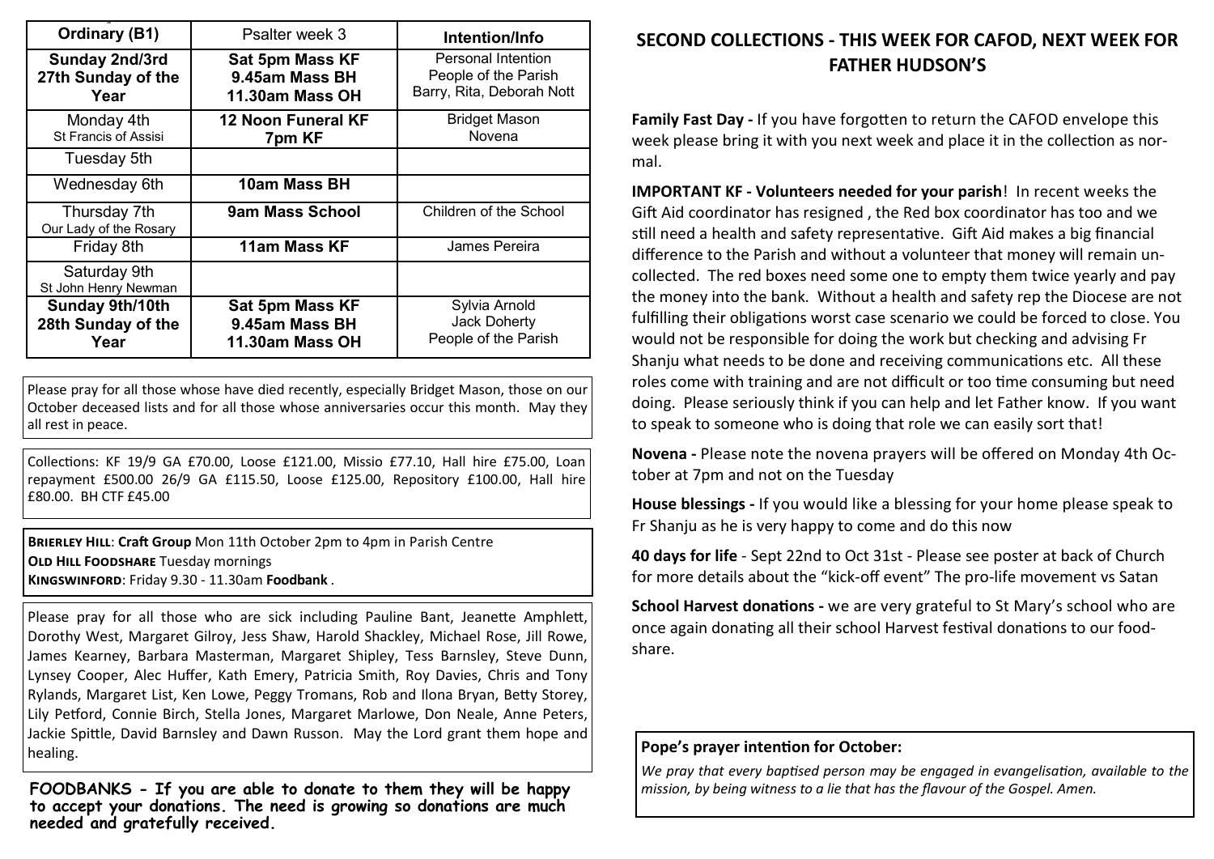| Ordinary (B1) | Psalter week 3 | Intention/Info |
|---|---|---|
| **Sunday 2nd/3rd 27th Sunday of the Year** | **Sat 5pm Mass KF 9.45am Mass BH 11.30am Mass OH** | Personal Intention People of the Parish Barry, Rita, Deborah Nott |
| Monday 4th St Francis of Assisi | **12 Noon Funeral KF 7pm KF** | Bridget Mason Novena |
| Tuesday 5th | | |
| Wednesday 6th | **10am Mass BH** | |
| Thursday 7th Our Lady of the Rosary | **9am Mass School** | Children of the School |
| Friday 8th | **11am Mass KF** | James Pereira |
| Saturday 9th St John Henry Newman | | |
| **Sunday 9th/10th 28th Sunday of the Year** | **Sat 5pm Mass KF 9.45am Mass BH 11.30am Mass OH** | Sylvia Arnold Jack Doherty People of the Parish |

Please pray for all those whose have died recently, especially Bridget Mason, those on our October deceased lists and for all those whose anniversaries occur this month. May they all rest in peace.

Collections: KF 19/9 GA £70.00, Loose £121.00, Missio £77.10, Hall hire £75.00, Loan repayment £500.00 26/9 GA £115.50, Loose £125.00, Repository £100.00, Hall hire £80.00. BH CTF £45.00

**BRIERLEY HILL**: **Craft Group** Mon 11th October 2pm to 4pm in Parish Centre
**OLD HILL FOODSHARE** Tuesday mornings
**KINGSWINFORD**: Friday 9.30 - 11.30am **Foodbank** .

Please pray for all those who are sick including Pauline Bant, Jeanette Amphlett, Dorothy West, Margaret Gilroy, Jess Shaw, Harold Shackley, Michael Rose, Jill Rowe, James Kearney, Barbara Masterman, Margaret Shipley, Tess Barnsley, Steve Dunn, Lynsey Cooper, Alec Huffer, Kath Emery, Patricia Smith, Roy Davies, Chris and Tony Rylands, Margaret List, Ken Lowe, Peggy Tromans, Rob and Ilona Bryan, Betty Storey, Lily Petford, Connie Birch, Stella Jones, Margaret Marlowe, Don Neale, Anne Peters, Jackie Spittle, David Barnsley and Dawn Russon. May the Lord grant them hope and healing.

**FOODBANKS - If you are able to donate to them they will be happy to accept your donations. The need is growing so donations are much needed and gratefully received.**

## SECOND COLLECTIONS - THIS WEEK FOR CAFOD, NEXT WEEK FOR FATHER HUDSON'S

**Family Fast Day -** If you have forgotten to return the CAFOD envelope this week please bring it with you next week and place it in the collection as normal.

**IMPORTANT KF - Volunteers needed for your parish**! In recent weeks the Gift Aid coordinator has resigned , the Red box coordinator has too and we still need a health and safety representative. Gift Aid makes a big financial difference to the Parish and without a volunteer that money will remain uncollected. The red boxes need some one to empty them twice yearly and pay the money into the bank. Without a health and safety rep the Diocese are not fulfilling their obligations worst case scenario we could be forced to close. You would not be responsible for doing the work but checking and advising Fr Shanju what needs to be done and receiving communications etc. All these roles come with training and are not difficult or too time consuming but need doing. Please seriously think if you can help and let Father know. If you want to speak to someone who is doing that role we can easily sort that!

**Novena -** Please note the novena prayers will be offered on Monday 4th October at 7pm and not on the Tuesday

**House blessings -** If you would like a blessing for your home please speak to Fr Shanju as he is very happy to come and do this now

**40 days for life** - Sept 22nd to Oct 31st - Please see poster at back of Church for more details about the "kick-off event" The pro-life movement vs Satan

**School Harvest donations -** we are very grateful to St Mary's school who are once again donating all their school Harvest festival donations to our foodshare.

**Pope's prayer intention for October:**

*We pray that every baptised person may be engaged in evangelisation, available to the mission, by being witness to a lie that has the flavour of the Gospel. Amen.*